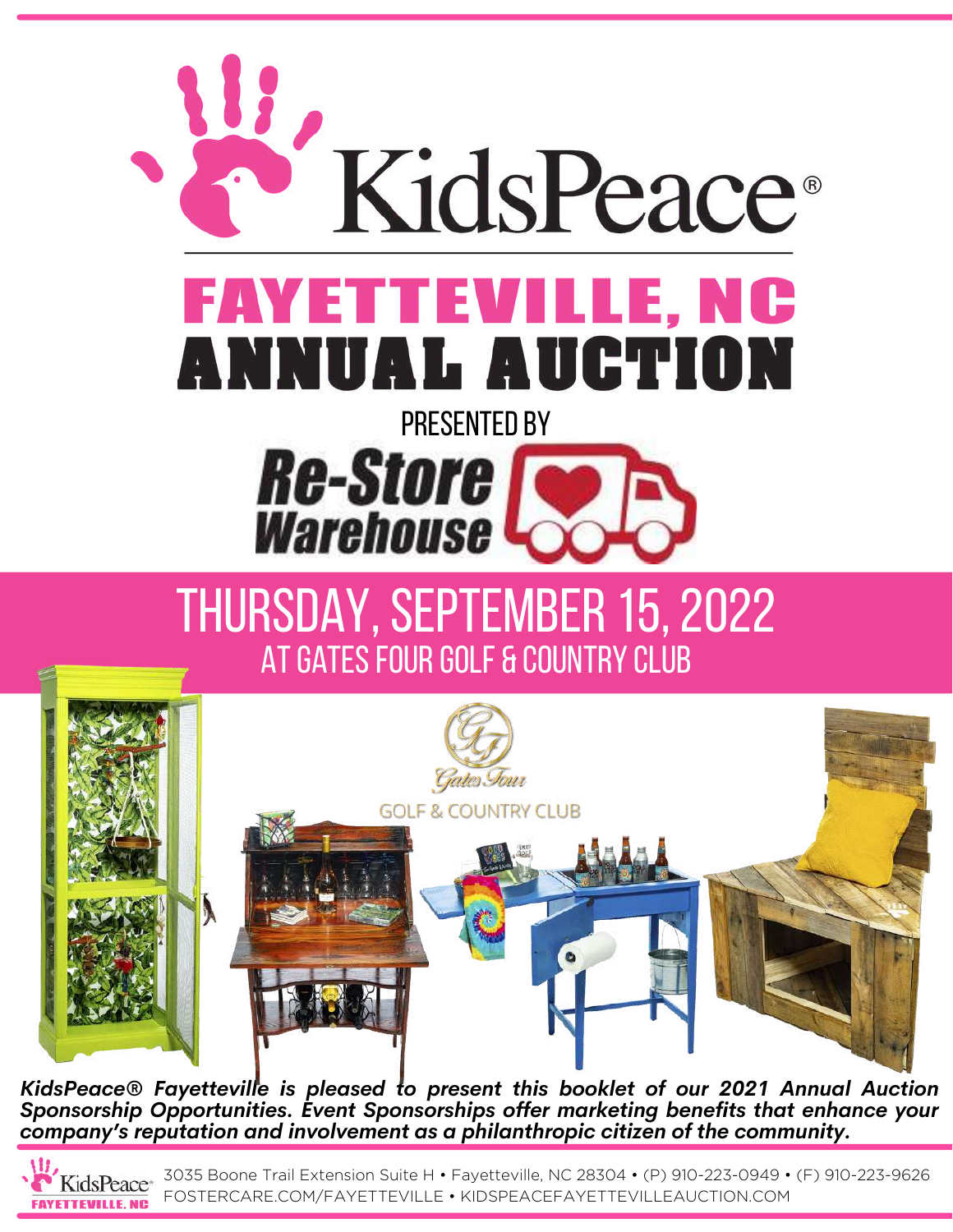# KidsPeace®

# FAYETTEVILLE, NC ANNUAL AUCTION

PRESENTED BY

**Re-Store Warehouse**

## THURSDAY, SEPTEMBER 15, 2022

### AT GATES FOUR GOLF & COUNTRY CLUB

Gates Four GOLF & COUNTRY CLUB

***KidsPeace® Fayetteville is pleased to present this booklet of our 2021 Annual Auction Sponsorship Opportunities. Event Sponsorships offer marketing benefits that enhance your company's reputation and involvement as a philanthropic citizen of the community.***

KidsPeace® FAYETTEVILLE, NC

3035 Boone Trail Extension Suite H • Fayetteville, NC 28304 • (P) 910-223-0949 • (F) 910-223-9626
FOSTERCARE.COM/FAYETTEVILLE • KIDSPEACEFAYETTEVILLEAUCTION.COM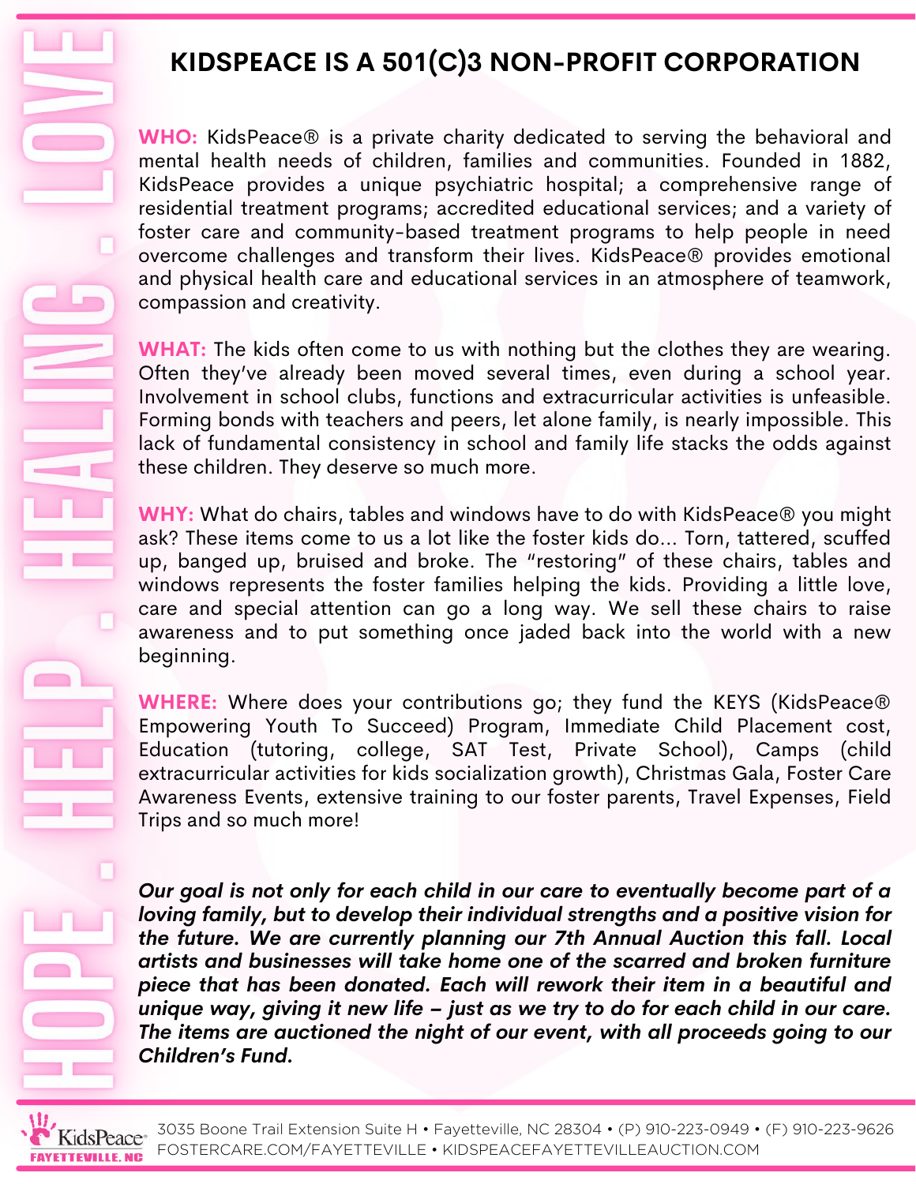HOPE . HELP . HEALING . LOVE

# KIDSPEACE IS A 501(C)3 NON-PROFIT CORPORATION

**WHO:** KidsPeace® is a private charity dedicated to serving the behavioral and mental health needs of children, families and communities. Founded in 1882, KidsPeace provides a unique psychiatric hospital; a comprehensive range of residential treatment programs; accredited educational services; and a variety of foster care and community-based treatment programs to help people in need overcome challenges and transform their lives. KidsPeace® provides emotional and physical health care and educational services in an atmosphere of teamwork, compassion and creativity.

**WHAT:** The kids often come to us with nothing but the clothes they are wearing. Often they've already been moved several times, even during a school year. Involvement in school clubs, functions and extracurricular activities is unfeasible. Forming bonds with teachers and peers, let alone family, is nearly impossible. This lack of fundamental consistency in school and family life stacks the odds against these children. They deserve so much more.

**WHY:** What do chairs, tables and windows have to do with KidsPeace® you might ask? These items come to us a lot like the foster kids do... Torn, tattered, scuffed up, banged up, bruised and broke. The "restoring" of these chairs, tables and windows represents the foster families helping the kids. Providing a little love, care and special attention can go a long way. We sell these chairs to raise awareness and to put something once jaded back into the world with a new beginning.

**WHERE:** Where does your contributions go; they fund the KEYS (KidsPeace® Empowering Youth To Succeed) Program, Immediate Child Placement cost, Education (tutoring, college, SAT Test, Private School), Camps (child extracurricular activities for kids socialization growth), Christmas Gala, Foster Care Awareness Events, extensive training to our foster parents, Travel Expenses, Field Trips and so much more!

***Our goal is not only for each child in our care to eventually become part of a loving family, but to develop their individual strengths and a positive vision for the future. We are currently planning our 7th Annual Auction this fall. Local artists and businesses will take home one of the scarred and broken furniture piece that has been donated. Each will rework their item in a beautiful and unique way, giving it new life – just as we try to do for each child in our care. The items are auctioned the night of our event, with all proceeds going to our Children's Fund.***

KidsPeace® FAYETTEVILLE, NC

3035 Boone Trail Extension Suite H • Fayetteville, NC 28304 • (P) 910-223-0949 • (F) 910-223-9626
FOSTERCARE.COM/FAYETTEVILLE • KIDSPEACEFAYETTEVILLEAUCTION.COM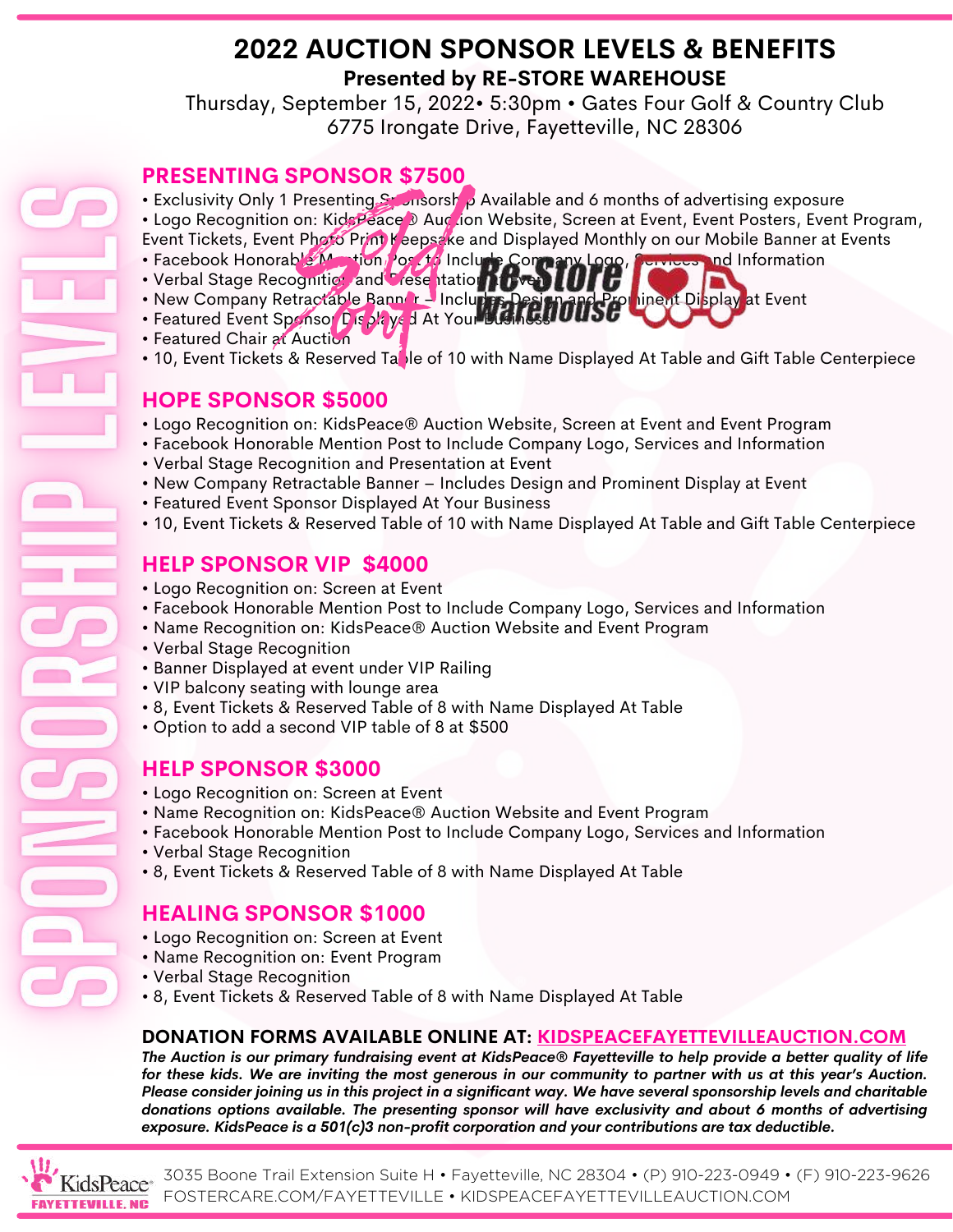# 2022 AUCTION SPONSOR LEVELS & BENEFITS

**Presented by RE-STORE WAREHOUSE**

Thursday, September 15, 2022• 5:30pm • Gates Four Golf & Country Club
6775 Irongate Drive, Fayetteville, NC 28306

SPONSORSHIP LEVELS

## PRESENTING SPONSOR $7500

Sold Out — Re-Store Warehouse

- Exclusivity Only 1 Presenting Sponsorship Available and 6 months of advertising exposure
- Logo Recognition on: KidsPeace® Auction Website, Screen at Event, Event Posters, Event Program, Event Tickets, Event Photo Print Keepsake and Displayed Monthly on our Mobile Banner at Events
- Facebook Honorable Mention Post to Include Company Logo, Services and Information
- Verbal Stage Recognition and Presentation at Event
- New Company Retractable Banner – Includes Design and Prominent Display at Event
- Featured Event Sponsor Displayed At Your Business
- Featured Chair at Auction
- 10, Event Tickets & Reserved Table of 10 with Name Displayed At Table and Gift Table Centerpiece

## HOPE SPONSOR $5000

- Logo Recognition on: KidsPeace® Auction Website, Screen at Event and Event Program
- Facebook Honorable Mention Post to Include Company Logo, Services and Information
- Verbal Stage Recognition and Presentation at Event
- New Company Retractable Banner – Includes Design and Prominent Display at Event
- Featured Event Sponsor Displayed At Your Business
- 10, Event Tickets & Reserved Table of 10 with Name Displayed At Table and Gift Table Centerpiece

## HELP SPONSOR VIP $4000

- Logo Recognition on: Screen at Event
- Facebook Honorable Mention Post to Include Company Logo, Services and Information
- Name Recognition on: KidsPeace® Auction Website and Event Program
- Verbal Stage Recognition
- Banner Displayed at event under VIP Railing
- VIP balcony seating with lounge area
- 8, Event Tickets & Reserved Table of 8 with Name Displayed At Table
- Option to add a second VIP table of 8 at $500

## HELP SPONSOR $3000

- Logo Recognition on: Screen at Event
- Name Recognition on: KidsPeace® Auction Website and Event Program
- Facebook Honorable Mention Post to Include Company Logo, Services and Information
- Verbal Stage Recognition
- 8, Event Tickets & Reserved Table of 8 with Name Displayed At Table

## HEALING SPONSOR $1000

- Logo Recognition on: Screen at Event
- Name Recognition on: Event Program
- Verbal Stage Recognition
- 8, Event Tickets & Reserved Table of 8 with Name Displayed At Table

**DONATION FORMS AVAILABLE ONLINE AT: KIDSPEACEFAYETTEVILLEAUCTION.COM**

***The Auction is our primary fundraising event at KidsPeace® Fayetteville to help provide a better quality of life for these kids. We are inviting the most generous in our community to partner with us at this year's Auction. Please consider joining us in this project in a significant way. We have several sponsorship levels and charitable donations options available. The presenting sponsor will have exclusivity and about 6 months of advertising exposure. KidsPeace is a 501(c)3 non-profit corporation and your contributions are tax deductible.***

KidsPeace® FAYETTEVILLE, NC

3035 Boone Trail Extension Suite H • Fayetteville, NC 28304 • (P) 910-223-0949 • (F) 910-223-9626
FOSTERCARE.COM/FAYETTEVILLE • KIDSPEACEFAYETTEVILLEAUCTION.COM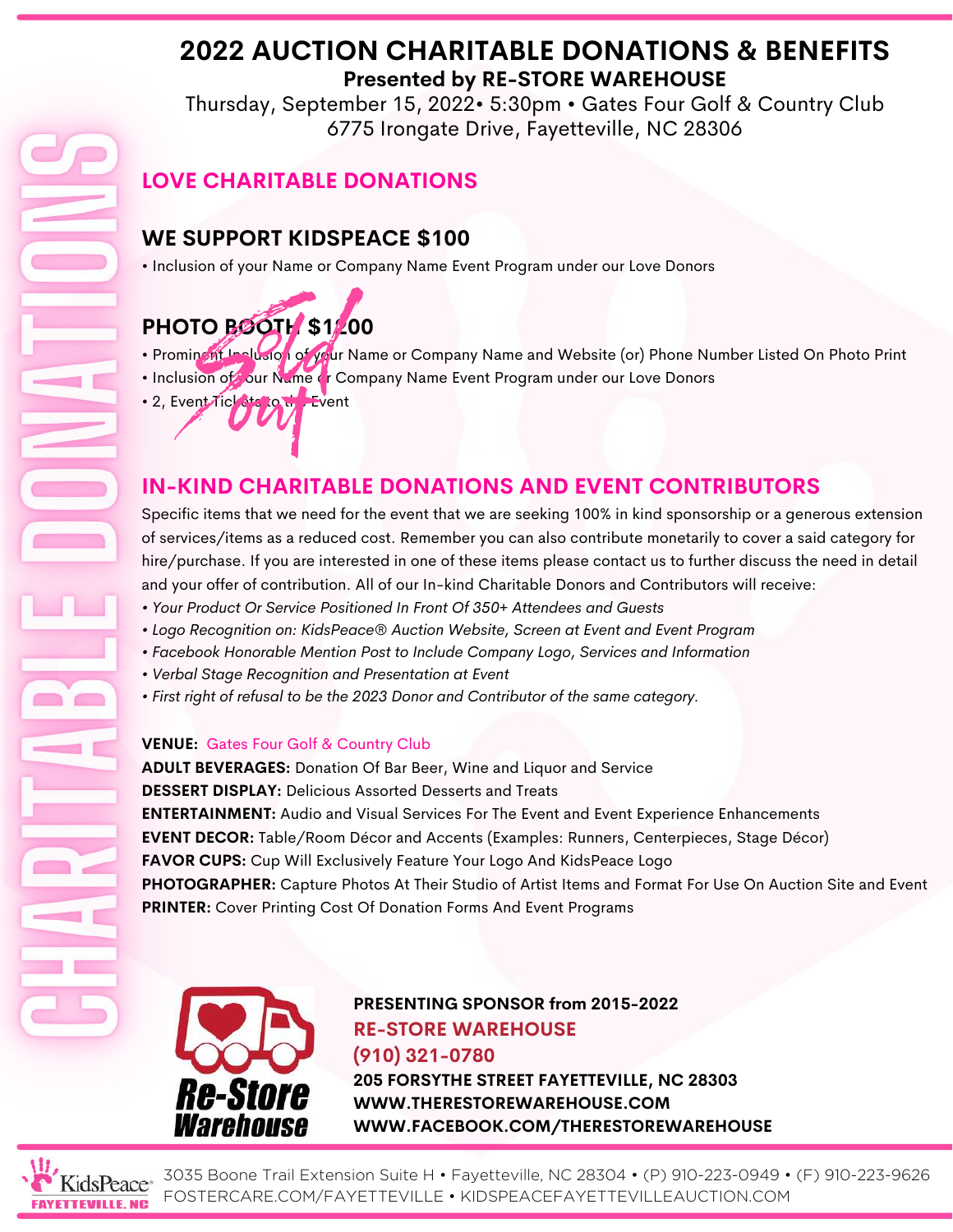# 2022 AUCTION CHARITABLE DONATIONS & BENEFITS

**Presented by RE-STORE WAREHOUSE**

Thursday, September 15, 2022• 5:30pm • Gates Four Golf & Country Club
6775 Irongate Drive, Fayetteville, NC 28306

CHARITABLE DONATIONS

## LOVE CHARITABLE DONATIONS

### WE SUPPORT KIDSPEACE $100

- Inclusion of your Name or Company Name Event Program under our Love Donors

### PHOTO BOOTH $1,200

Sold out

- Prominent Inclusion of your Name or Company Name and Website (or) Phone Number Listed On Photo Print
- Inclusion of your Name or Company Name Event Program under our Love Donors
- 2, Event Tickets to the Event

## IN-KIND CHARITABLE DONATIONS AND EVENT CONTRIBUTORS

Specific items that we need for the event that we are seeking 100% in kind sponsorship or a generous extension of services/items as a reduced cost. Remember you can also contribute monetarily to cover a said category for hire/purchase. If you are interested in one of these items please contact us to further discuss the need in detail and your offer of contribution. All of our In-kind Charitable Donors and Contributors will receive:

- *Your Product Or Service Positioned In Front Of 350+ Attendees and Guests*
- *Logo Recognition on: KidsPeace® Auction Website, Screen at Event and Event Program*
- *Facebook Honorable Mention Post to Include Company Logo, Services and Information*
- *Verbal Stage Recognition and Presentation at Event*
- *First right of refusal to be the 2023 Donor and Contributor of the same category.*

**VENUE:** Gates Four Golf & Country Club
**ADULT BEVERAGES:** Donation Of Bar Beer, Wine and Liquor and Service
**DESSERT DISPLAY:** Delicious Assorted Desserts and Treats
**ENTERTAINMENT:** Audio and Visual Services For The Event and Event Experience Enhancements
**EVENT DECOR:** Table/Room Décor and Accents (Examples: Runners, Centerpieces, Stage Décor)
**FAVOR CUPS:** Cup Will Exclusively Feature Your Logo And KidsPeace Logo
**PHOTOGRAPHER:** Capture Photos At Their Studio of Artist Items and Format For Use On Auction Site and Event
**PRINTER:** Cover Printing Cost Of Donation Forms And Event Programs

Re-Store Warehouse

**PRESENTING SPONSOR from 2015-2022**
**RE-STORE WAREHOUSE**
**(910) 321-0780**
**205 FORSYTHE STREET FAYETTEVILLE, NC 28303**
**WWW.THERESTOREWAREHOUSE.COM**
**WWW.FACEBOOK.COM/THERESTOREWAREHOUSE**

KidsPeace FAYETTEVILLE, NC

3035 Boone Trail Extension Suite H • Fayetteville, NC 28304 • (P) 910-223-0949 • (F) 910-223-9626
FOSTERCARE.COM/FAYETTEVILLE • KIDSPEACEFAYETTEVILLEAUCTION.COM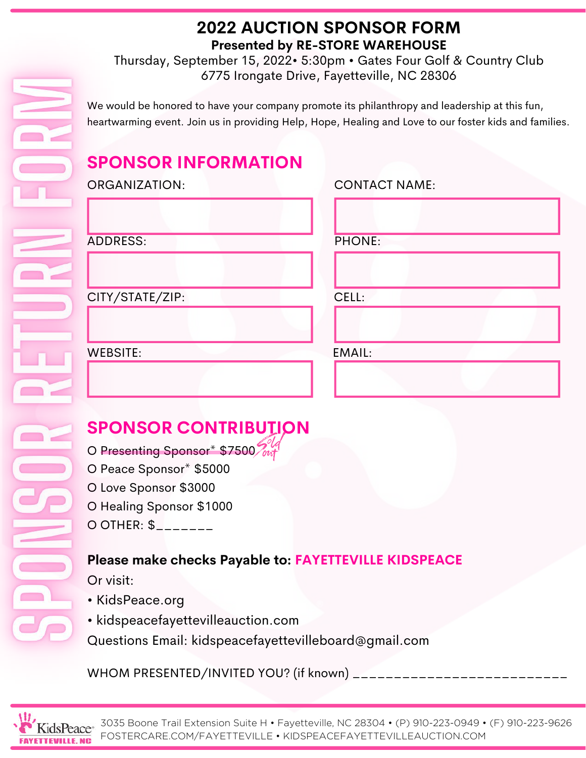SPONSOR RETURN FORM

# 2022 AUCTION SPONSOR FORM

**Presented by RE-STORE WAREHOUSE**

Thursday, September 15, 2022• 5:30pm • Gates Four Golf & Country Club
6775 Irongate Drive, Fayetteville, NC 28306

We would be honored to have your company promote its philanthropy and leadership at this fun, heartwarming event. Join us in providing Help, Hope, Healing and Love to our foster kids and families.

## SPONSOR INFORMATION

ORGANIZATION:

CONTACT NAME:

ADDRESS:

PHONE:

CITY/STATE/ZIP:

CELL:

WEBSITE:

EMAIL:

## SPONSOR CONTRIBUTION

O ~~Presenting Sponsor* $7500~~ Sold out

O Peace Sponsor* $5000

O Love Sponsor $3000

O Healing Sponsor $1000

O OTHER: $_______

**Please make checks Payable to: FAYETTEVILLE KIDSPEACE**

Or visit:

- KidsPeace.org
- kidspeacefayettevilleauction.com

Questions Email: kidspeacefayettevilleboard@gmail.com

WHOM PRESENTED/INVITED YOU? (if known) ___________________________

KidsPeace FAYETTEVILLE, NC

3035 Boone Trail Extension Suite H • Fayetteville, NC 28304 • (P) 910-223-0949 • (F) 910-223-9626
FOSTERCARE.COM/FAYETTEVILLE • KIDSPEACEFAYETTEVILLEAUCTION.COM